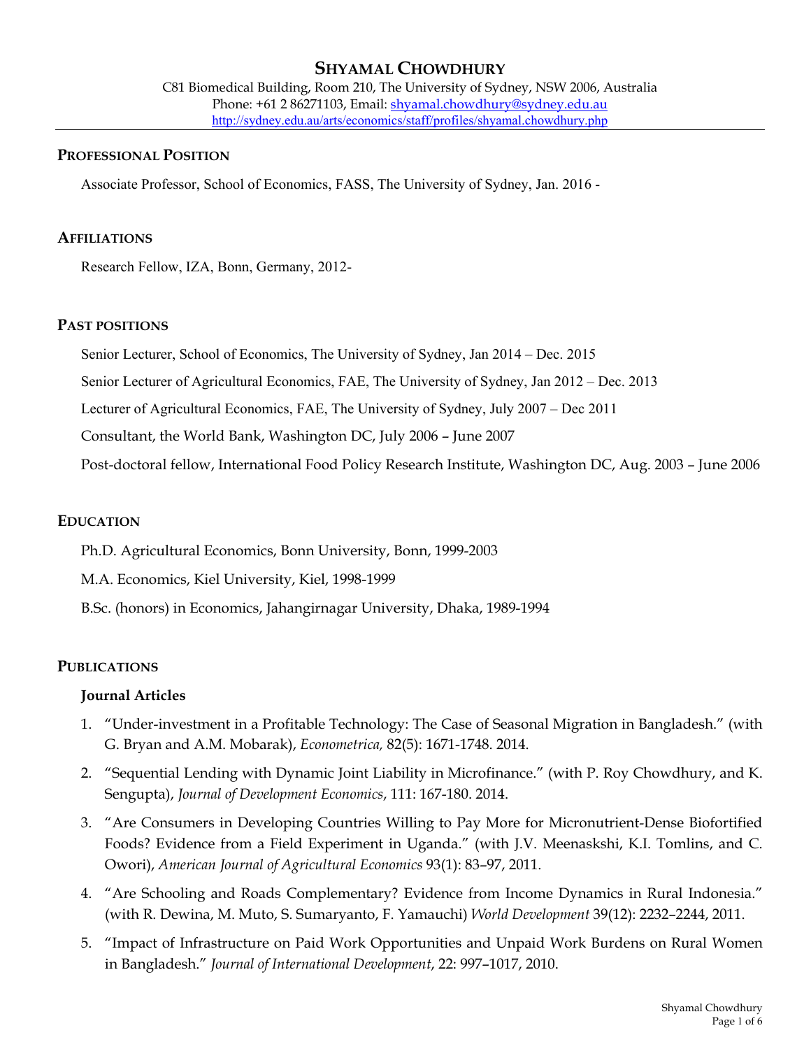# SHYAMAL CHOWDHURY

C81 Biomedical Building, Room 210, The University of Sydney, NSW 2006, Australia
Phone: +61 2 86271103, Email: shyamal.chowdhury@sydney.edu.au
http://sydney.edu.au/arts/economics/staff/profiles/shyamal.chowdhury.php

## PROFESSIONAL POSITION

Associate Professor, School of Economics, FASS, The University of Sydney, Jan. 2016 -

## AFFILIATIONS

Research Fellow, IZA, Bonn, Germany, 2012-

## PAST POSITIONS

Senior Lecturer, School of Economics, The University of Sydney, Jan 2014 – Dec. 2015

Senior Lecturer of Agricultural Economics, FAE, The University of Sydney, Jan 2012 – Dec. 2013

Lecturer of Agricultural Economics, FAE, The University of Sydney, July 2007 – Dec 2011

Consultant, the World Bank, Washington DC, July 2006 – June 2007

Post-doctoral fellow, International Food Policy Research Institute, Washington DC, Aug. 2003 – June 2006

## EDUCATION

Ph.D. Agricultural Economics, Bonn University, Bonn, 1999-2003

M.A. Economics, Kiel University, Kiel, 1998-1999

B.Sc. (honors) in Economics, Jahangirnagar University, Dhaka, 1989-1994

## PUBLICATIONS

### Journal Articles

1. "Under-investment in a Profitable Technology: The Case of Seasonal Migration in Bangladesh." (with G. Bryan and A.M. Mobarak), *Econometrica,* 82(5): 1671-1748. 2014.
2. "Sequential Lending with Dynamic Joint Liability in Microfinance." (with P. Roy Chowdhury, and K. Sengupta), *Journal of Development Economics*, 111: 167-180. 2014.
3. "Are Consumers in Developing Countries Willing to Pay More for Micronutrient-Dense Biofortified Foods? Evidence from a Field Experiment in Uganda." (with J.V. Meenaskshi, K.I. Tomlins, and C. Owori), *American Journal of Agricultural Economics* 93(1): 83–97, 2011.
4. "Are Schooling and Roads Complementary? Evidence from Income Dynamics in Rural Indonesia." (with R. Dewina, M. Muto, S. Sumaryanto, F. Yamauchi) *World Development* 39(12): 2232–2244, 2011.
5. "Impact of Infrastructure on Paid Work Opportunities and Unpaid Work Burdens on Rural Women in Bangladesh." *Journal of International Development*, 22: 997–1017, 2010.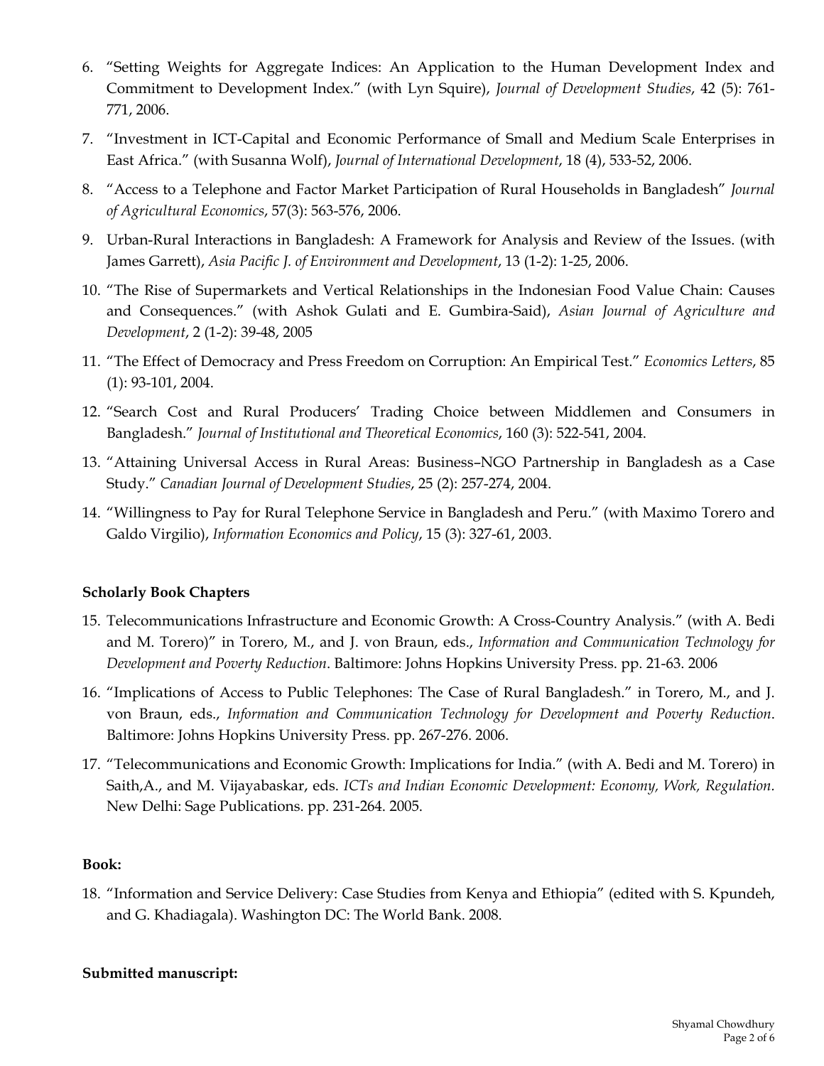6. "Setting Weights for Aggregate Indices: An Application to the Human Development Index and Commitment to Development Index." (with Lyn Squire), *Journal of Development Studies*, 42 (5): 761-771, 2006.

7. "Investment in ICT-Capital and Economic Performance of Small and Medium Scale Enterprises in East Africa." (with Susanna Wolf), *Journal of International Development*, 18 (4), 533-52, 2006.

8. "Access to a Telephone and Factor Market Participation of Rural Households in Bangladesh" *Journal of Agricultural Economics*, 57(3): 563-576, 2006.

9. Urban-Rural Interactions in Bangladesh: A Framework for Analysis and Review of the Issues. (with James Garrett), *Asia Pacific J. of Environment and Development*, 13 (1-2): 1-25, 2006.

10. "The Rise of Supermarkets and Vertical Relationships in the Indonesian Food Value Chain: Causes and Consequences." (with Ashok Gulati and E. Gumbira-Said), *Asian Journal of Agriculture and Development*, 2 (1-2): 39-48, 2005

11. "The Effect of Democracy and Press Freedom on Corruption: An Empirical Test." *Economics Letters*, 85 (1): 93-101, 2004.

12. "Search Cost and Rural Producers' Trading Choice between Middlemen and Consumers in Bangladesh." *Journal of Institutional and Theoretical Economics*, 160 (3): 522-541, 2004.

13. "Attaining Universal Access in Rural Areas: Business–NGO Partnership in Bangladesh as a Case Study." *Canadian Journal of Development Studies*, 25 (2): 257-274, 2004.

14. "Willingness to Pay for Rural Telephone Service in Bangladesh and Peru." (with Maximo Torero and Galdo Virgilio), *Information Economics and Policy*, 15 (3): 327-61, 2003.

**Scholarly Book Chapters**

15. Telecommunications Infrastructure and Economic Growth: A Cross-Country Analysis." (with A. Bedi and M. Torero)" in Torero, M., and J. von Braun, eds., *Information and Communication Technology for Development and Poverty Reduction*. Baltimore: Johns Hopkins University Press. pp. 21-63. 2006

16. "Implications of Access to Public Telephones: The Case of Rural Bangladesh." in Torero, M., and J. von Braun, eds., *Information and Communication Technology for Development and Poverty Reduction*. Baltimore: Johns Hopkins University Press. pp. 267-276. 2006.

17. "Telecommunications and Economic Growth: Implications for India." (with A. Bedi and M. Torero) in Saith,A., and M. Vijayabaskar, eds. *ICTs and Indian Economic Development: Economy, Work, Regulation.* New Delhi: Sage Publications. pp. 231-264. 2005.

**Book:**

18. "Information and Service Delivery: Case Studies from Kenya and Ethiopia" (edited with S. Kpundeh, and G. Khadiagala). Washington DC: The World Bank. 2008.

**Submitted manuscript:**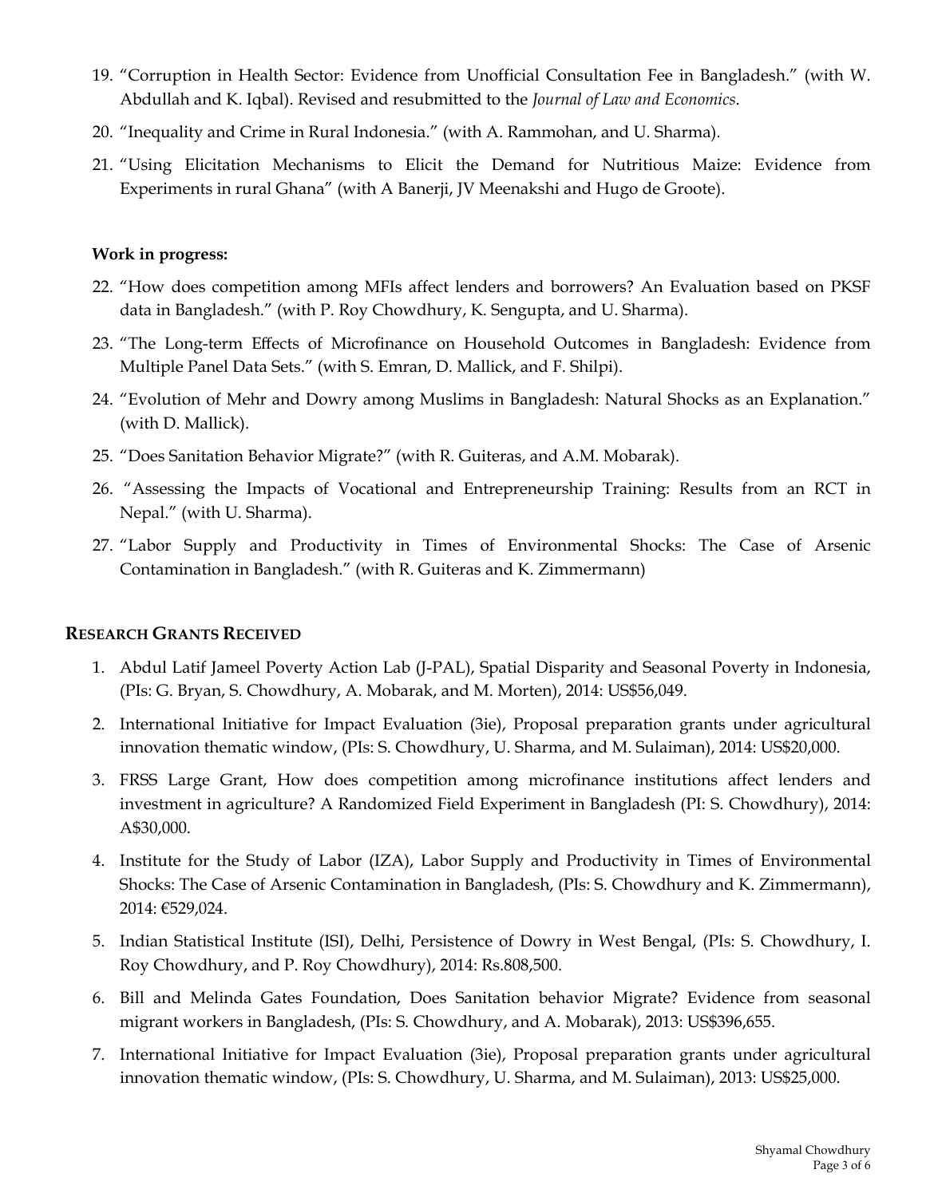19. "Corruption in Health Sector: Evidence from Unofficial Consultation Fee in Bangladesh." (with W. Abdullah and K. Iqbal). Revised and resubmitted to the *Journal of Law and Economics*.
20. "Inequality and Crime in Rural Indonesia." (with A. Rammohan, and U. Sharma).
21. "Using Elicitation Mechanisms to Elicit the Demand for Nutritious Maize: Evidence from Experiments in rural Ghana" (with A Banerji, JV Meenakshi and Hugo de Groote).

**Work in progress:**

22. "How does competition among MFIs affect lenders and borrowers? An Evaluation based on PKSF data in Bangladesh." (with P. Roy Chowdhury, K. Sengupta, and U. Sharma).
23. "The Long-term Effects of Microfinance on Household Outcomes in Bangladesh: Evidence from Multiple Panel Data Sets." (with S. Emran, D. Mallick, and F. Shilpi).
24. "Evolution of Mehr and Dowry among Muslims in Bangladesh: Natural Shocks as an Explanation." (with D. Mallick).
25. "Does Sanitation Behavior Migrate?" (with R. Guiteras, and A.M. Mobarak).
26. "Assessing the Impacts of Vocational and Entrepreneurship Training: Results from an RCT in Nepal." (with U. Sharma).
27. "Labor Supply and Productivity in Times of Environmental Shocks: The Case of Arsenic Contamination in Bangladesh." (with R. Guiteras and K. Zimmermann)

## RESEARCH GRANTS RECEIVED

1. Abdul Latif Jameel Poverty Action Lab (J-PAL), Spatial Disparity and Seasonal Poverty in Indonesia, (PIs: G. Bryan, S. Chowdhury, A. Mobarak, and M. Morten), 2014: US$56,049.
2. International Initiative for Impact Evaluation (3ie), Proposal preparation grants under agricultural innovation thematic window, (PIs: S. Chowdhury, U. Sharma, and M. Sulaiman), 2014: US$20,000.
3. FRSS Large Grant, How does competition among microfinance institutions affect lenders and investment in agriculture? A Randomized Field Experiment in Bangladesh (PI: S. Chowdhury), 2014: A$30,000.
4. Institute for the Study of Labor (IZA), Labor Supply and Productivity in Times of Environmental Shocks: The Case of Arsenic Contamination in Bangladesh, (PIs: S. Chowdhury and K. Zimmermann), 2014: €529,024.
5. Indian Statistical Institute (ISI), Delhi, Persistence of Dowry in West Bengal, (PIs: S. Chowdhury, I. Roy Chowdhury, and P. Roy Chowdhury), 2014: Rs.808,500.
6. Bill and Melinda Gates Foundation, Does Sanitation behavior Migrate? Evidence from seasonal migrant workers in Bangladesh, (PIs: S. Chowdhury, and A. Mobarak), 2013: US$396,655.
7. International Initiative for Impact Evaluation (3ie), Proposal preparation grants under agricultural innovation thematic window, (PIs: S. Chowdhury, U. Sharma, and M. Sulaiman), 2013: US$25,000.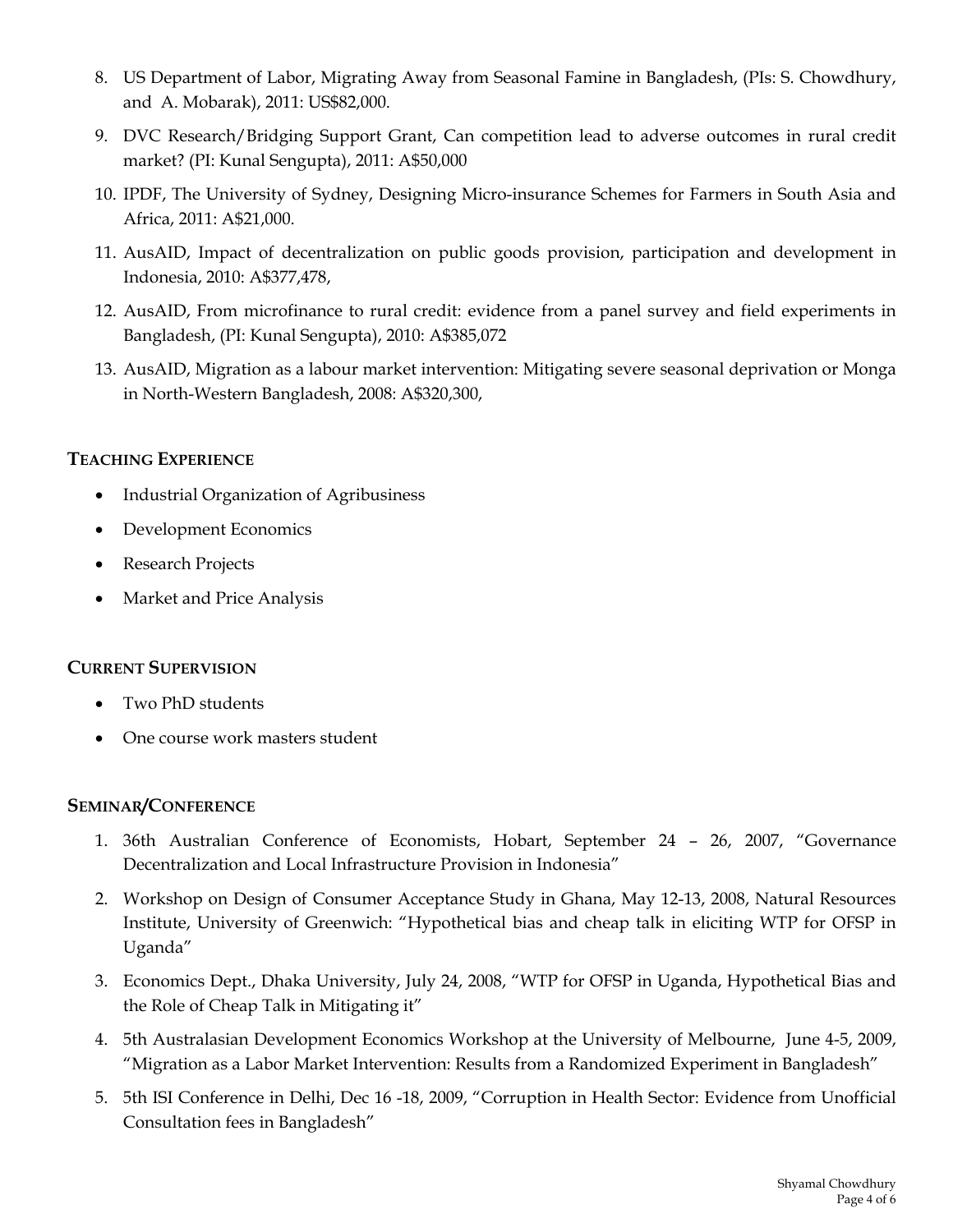8. US Department of Labor, Migrating Away from Seasonal Famine in Bangladesh, (PIs: S. Chowdhury, and A. Mobarak), 2011: US$82,000.
9. DVC Research/Bridging Support Grant, Can competition lead to adverse outcomes in rural credit market? (PI: Kunal Sengupta), 2011: A$50,000
10. IPDF, The University of Sydney, Designing Micro-insurance Schemes for Farmers in South Asia and Africa, 2011: A$21,000.
11. AusAID, Impact of decentralization on public goods provision, participation and development in Indonesia, 2010: A$377,478,
12. AusAID, From microfinance to rural credit: evidence from a panel survey and field experiments in Bangladesh, (PI: Kunal Sengupta), 2010: A$385,072
13. AusAID, Migration as a labour market intervention: Mitigating severe seasonal deprivation or Monga in North-Western Bangladesh, 2008: A$320,300,

## TEACHING EXPERIENCE

- Industrial Organization of Agribusiness
- Development Economics
- Research Projects
- Market and Price Analysis

## CURRENT SUPERVISION

- Two PhD students
- One course work masters student

## SEMINAR/CONFERENCE

1. 36th Australian Conference of Economists, Hobart, September 24 – 26, 2007, "Governance Decentralization and Local Infrastructure Provision in Indonesia"
2. Workshop on Design of Consumer Acceptance Study in Ghana, May 12-13, 2008, Natural Resources Institute, University of Greenwich: "Hypothetical bias and cheap talk in eliciting WTP for OFSP in Uganda"
3. Economics Dept., Dhaka University, July 24, 2008, "WTP for OFSP in Uganda, Hypothetical Bias and the Role of Cheap Talk in Mitigating it"
4. 5th Australasian Development Economics Workshop at the University of Melbourne, June 4-5, 2009, "Migration as a Labor Market Intervention: Results from a Randomized Experiment in Bangladesh"
5. 5th ISI Conference in Delhi, Dec 16 -18, 2009, "Corruption in Health Sector: Evidence from Unofficial Consultation fees in Bangladesh"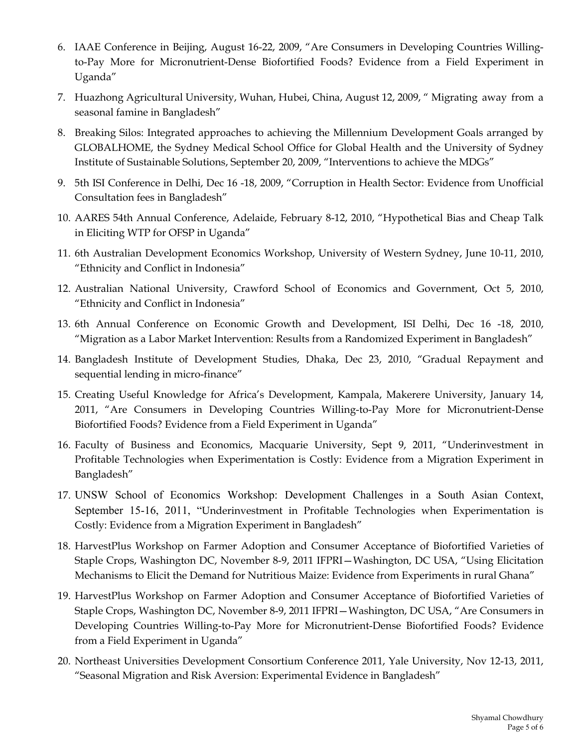6. IAAE Conference in Beijing, August 16-22, 2009, "Are Consumers in Developing Countries Willing-to-Pay More for Micronutrient-Dense Biofortified Foods? Evidence from a Field Experiment in Uganda"
7. Huazhong Agricultural University, Wuhan, Hubei, China, August 12, 2009, " Migrating away from a seasonal famine in Bangladesh"
8. Breaking Silos: Integrated approaches to achieving the Millennium Development Goals arranged by GLOBALHOME, the Sydney Medical School Office for Global Health and the University of Sydney Institute of Sustainable Solutions, September 20, 2009, "Interventions to achieve the MDGs"
9. 5th ISI Conference in Delhi, Dec 16 -18, 2009, "Corruption in Health Sector: Evidence from Unofficial Consultation fees in Bangladesh"
10. AARES 54th Annual Conference, Adelaide, February 8-12, 2010, "Hypothetical Bias and Cheap Talk in Eliciting WTP for OFSP in Uganda"
11. 6th Australian Development Economics Workshop, University of Western Sydney, June 10-11, 2010, "Ethnicity and Conflict in Indonesia"
12. Australian National University, Crawford School of Economics and Government, Oct 5, 2010, "Ethnicity and Conflict in Indonesia"
13. 6th Annual Conference on Economic Growth and Development, ISI Delhi, Dec 16 -18, 2010, "Migration as a Labor Market Intervention: Results from a Randomized Experiment in Bangladesh"
14. Bangladesh Institute of Development Studies, Dhaka, Dec 23, 2010, "Gradual Repayment and sequential lending in micro-finance"
15. Creating Useful Knowledge for Africa's Development, Kampala, Makerere University, January 14, 2011, "Are Consumers in Developing Countries Willing-to-Pay More for Micronutrient-Dense Biofortified Foods? Evidence from a Field Experiment in Uganda"
16. Faculty of Business and Economics, Macquarie University, Sept 9, 2011, "Underinvestment in Profitable Technologies when Experimentation is Costly: Evidence from a Migration Experiment in Bangladesh"
17. UNSW School of Economics Workshop: Development Challenges in a South Asian Context, September 15-16, 2011, "Underinvestment in Profitable Technologies when Experimentation is Costly: Evidence from a Migration Experiment in Bangladesh"
18. HarvestPlus Workshop on Farmer Adoption and Consumer Acceptance of Biofortified Varieties of Staple Crops, Washington DC, November 8-9, 2011 IFPRI—Washington, DC USA, "Using Elicitation Mechanisms to Elicit the Demand for Nutritious Maize: Evidence from Experiments in rural Ghana"
19. HarvestPlus Workshop on Farmer Adoption and Consumer Acceptance of Biofortified Varieties of Staple Crops, Washington DC, November 8-9, 2011 IFPRI—Washington, DC USA, "Are Consumers in Developing Countries Willing-to-Pay More for Micronutrient-Dense Biofortified Foods? Evidence from a Field Experiment in Uganda"
20. Northeast Universities Development Consortium Conference 2011, Yale University, Nov 12-13, 2011, "Seasonal Migration and Risk Aversion: Experimental Evidence in Bangladesh"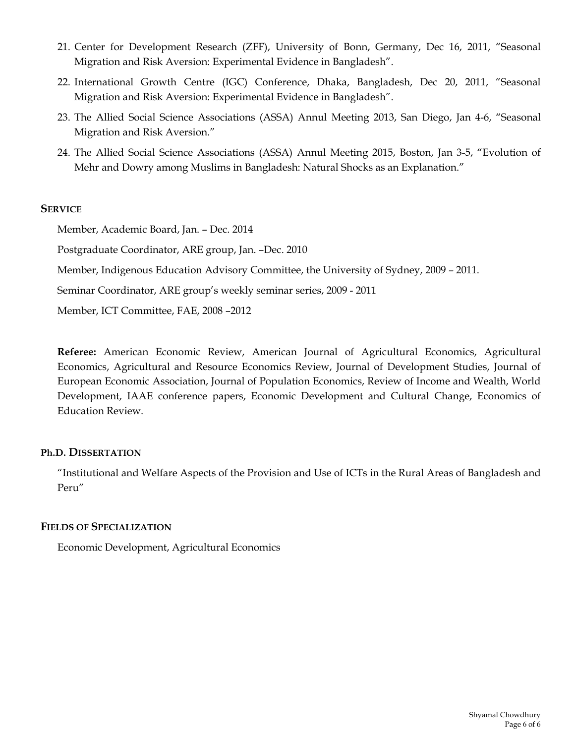21. Center for Development Research (ZFF), University of Bonn, Germany, Dec 16, 2011, "Seasonal Migration and Risk Aversion: Experimental Evidence in Bangladesh".
22. International Growth Centre (IGC) Conference, Dhaka, Bangladesh, Dec 20, 2011, "Seasonal Migration and Risk Aversion: Experimental Evidence in Bangladesh".
23. The Allied Social Science Associations (ASSA) Annul Meeting 2013, San Diego, Jan 4-6, "Seasonal Migration and Risk Aversion."
24. The Allied Social Science Associations (ASSA) Annul Meeting 2015, Boston, Jan 3-5, "Evolution of Mehr and Dowry among Muslims in Bangladesh: Natural Shocks as an Explanation."

## SERVICE

Member, Academic Board, Jan. – Dec. 2014

Postgraduate Coordinator, ARE group, Jan. –Dec. 2010

Member, Indigenous Education Advisory Committee, the University of Sydney, 2009 – 2011.

Seminar Coordinator, ARE group's weekly seminar series, 2009 - 2011

Member, ICT Committee, FAE, 2008 –2012

**Referee:** American Economic Review, American Journal of Agricultural Economics, Agricultural Economics, Agricultural and Resource Economics Review, Journal of Development Studies, Journal of European Economic Association, Journal of Population Economics, Review of Income and Wealth, World Development, IAAE conference papers, Economic Development and Cultural Change, Economics of Education Review.

## Ph.D. DISSERTATION

"Institutional and Welfare Aspects of the Provision and Use of ICTs in the Rural Areas of Bangladesh and Peru"

## FIELDS OF SPECIALIZATION

Economic Development, Agricultural Economics